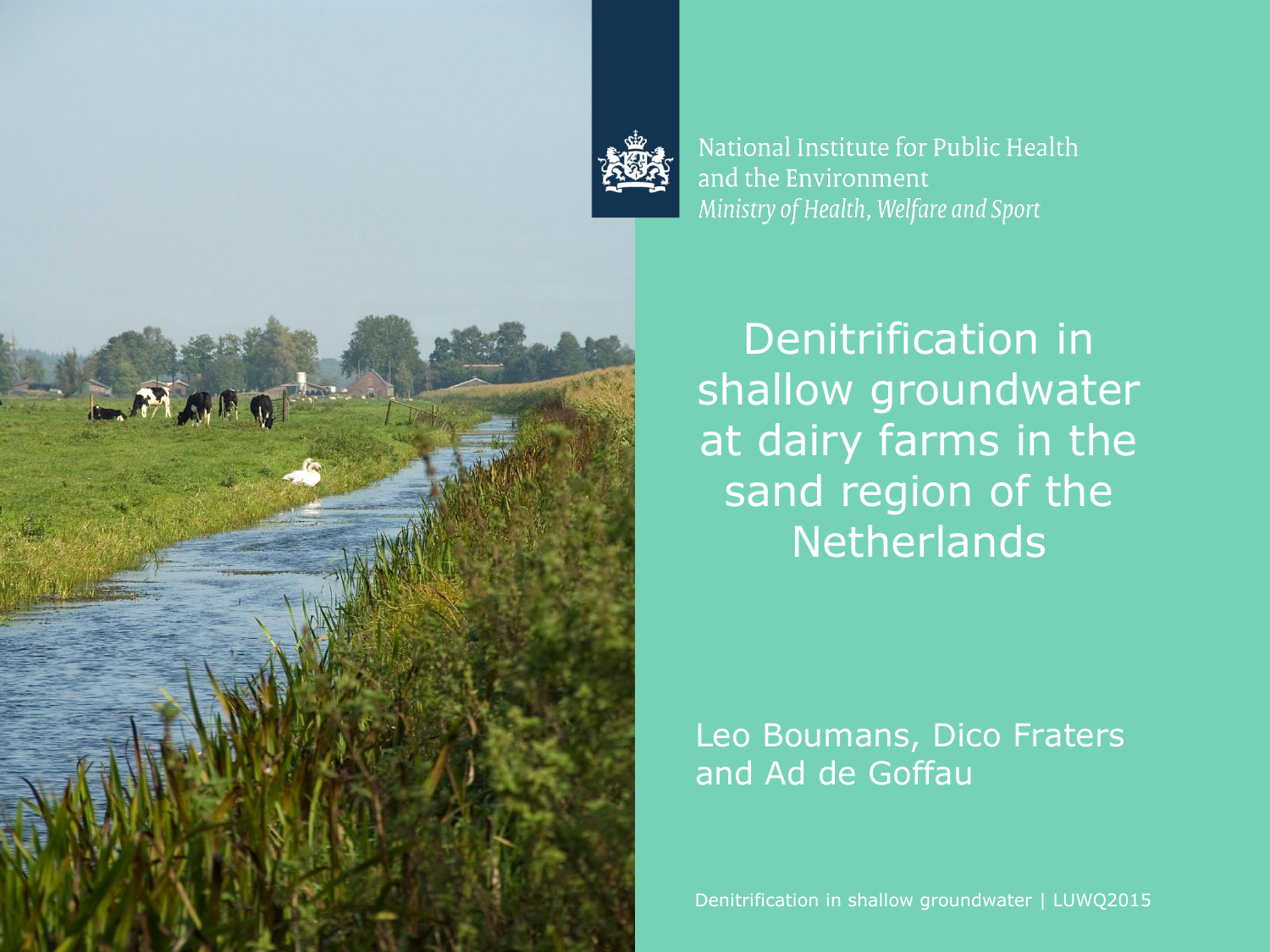National Institute for Public Health
and the Environment
*Ministry of Health, Welfare and Sport*

# Denitrification in shallow groundwater at dairy farms in the sand region of the Netherlands

Leo Boumans, Dico Fraters
and Ad de Goffau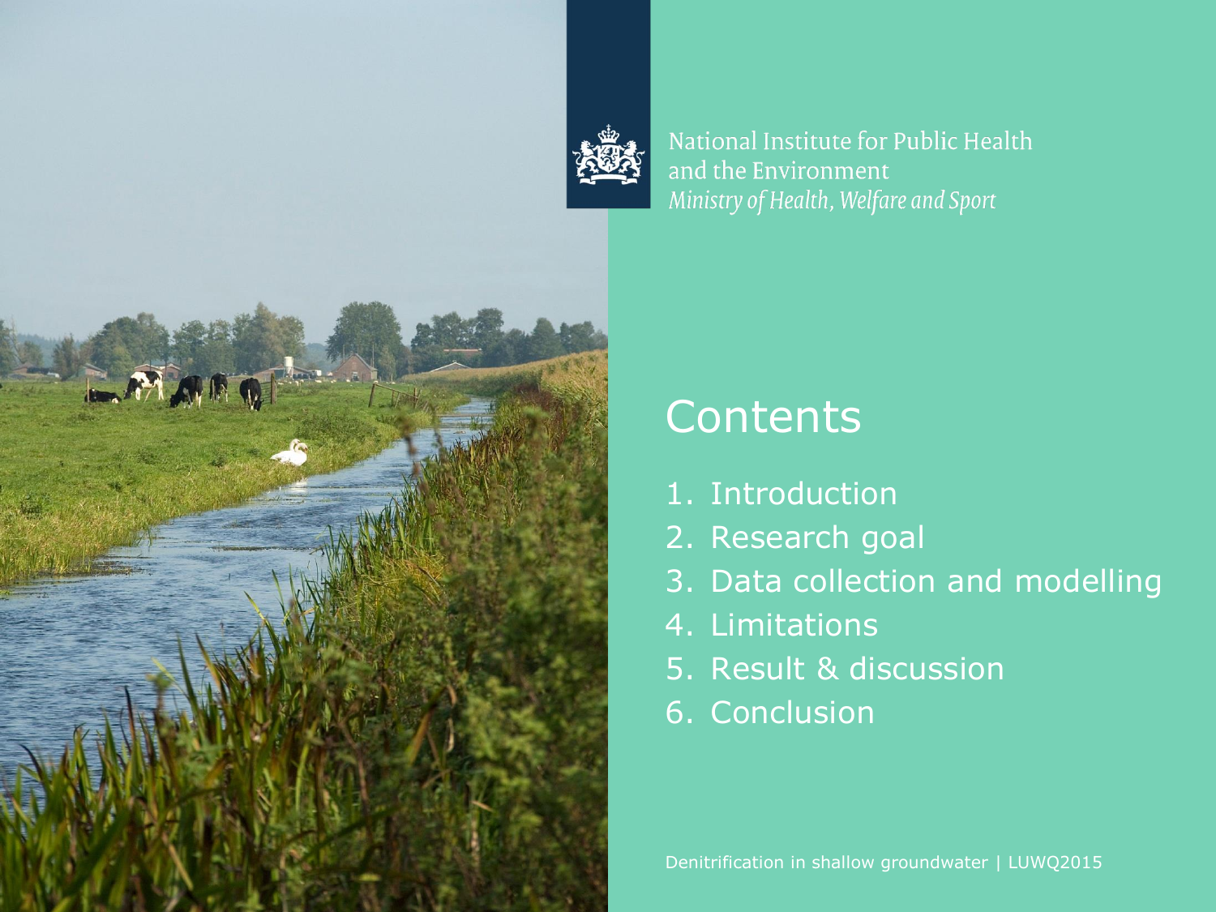National Institute for Public Health and the Environment
*Ministry of Health, Welfare and Sport*

# Contents

1. Introduction
2. Research goal
3. Data collection and modelling
4. Limitations
5. Result & discussion
6. Conclusion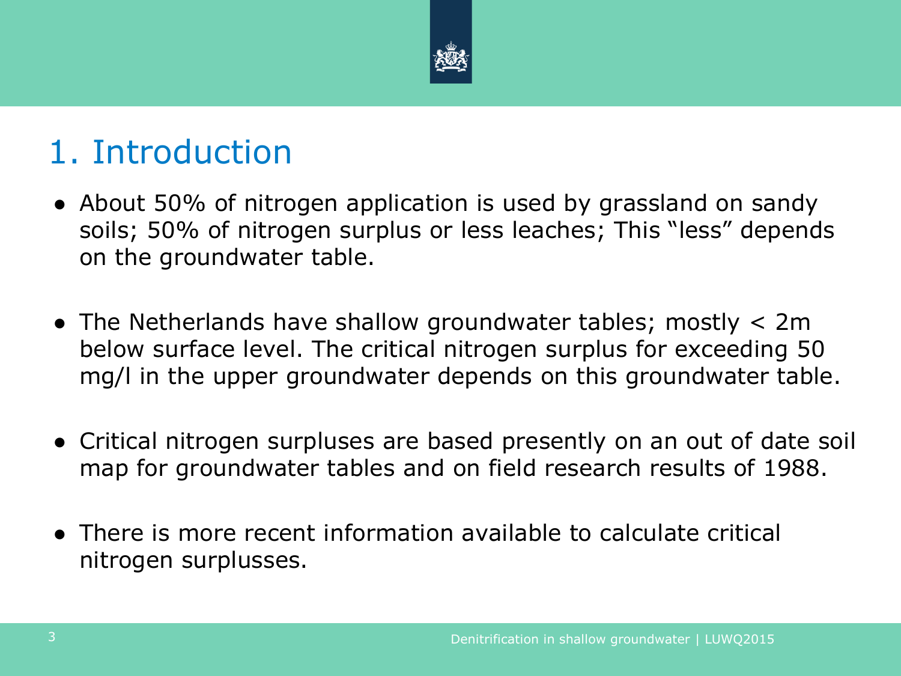# 1. Introduction

- About 50% of nitrogen application is used by grassland on sandy soils; 50% of nitrogen surplus or less leaches; This "less" depends on the groundwater table.

- The Netherlands have shallow groundwater tables; mostly < 2m below surface level. The critical nitrogen surplus for exceeding 50 mg/l in the upper groundwater depends on this groundwater table.

- Critical nitrogen surpluses are based presently on an out of date soil map for groundwater tables and on field research results of 1988.

- There is more recent information available to calculate critical nitrogen surplusses.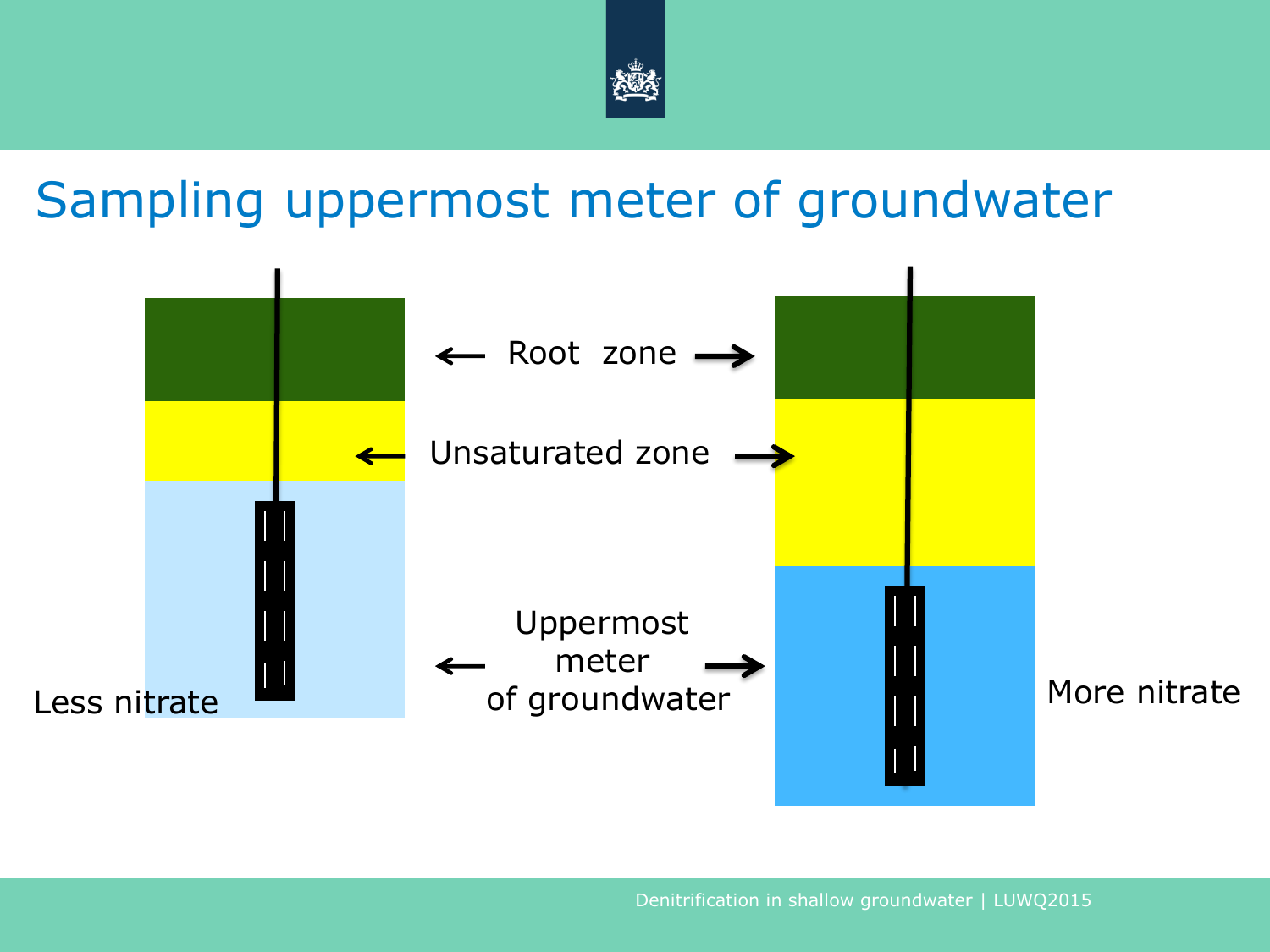# Sampling uppermost meter of groundwater

Root zone

Unsaturated zone

Uppermost meter of groundwater

Less nitrate

More nitrate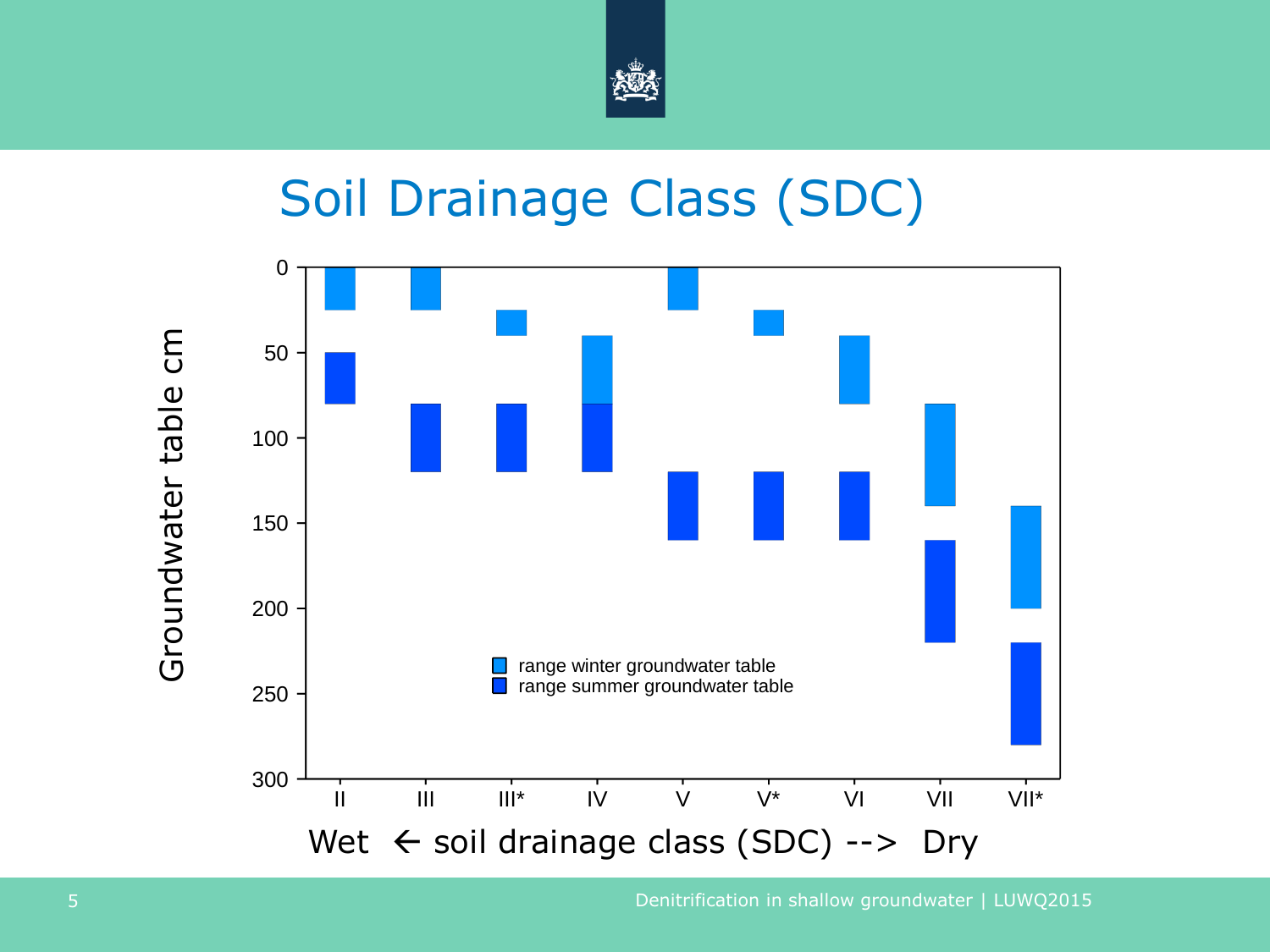# Soil Drainage Class (SDC)

Groundwater table cm

- range winter groundwater table
- range summer groundwater table

Wet ← soil drainage class (SDC) --> Dry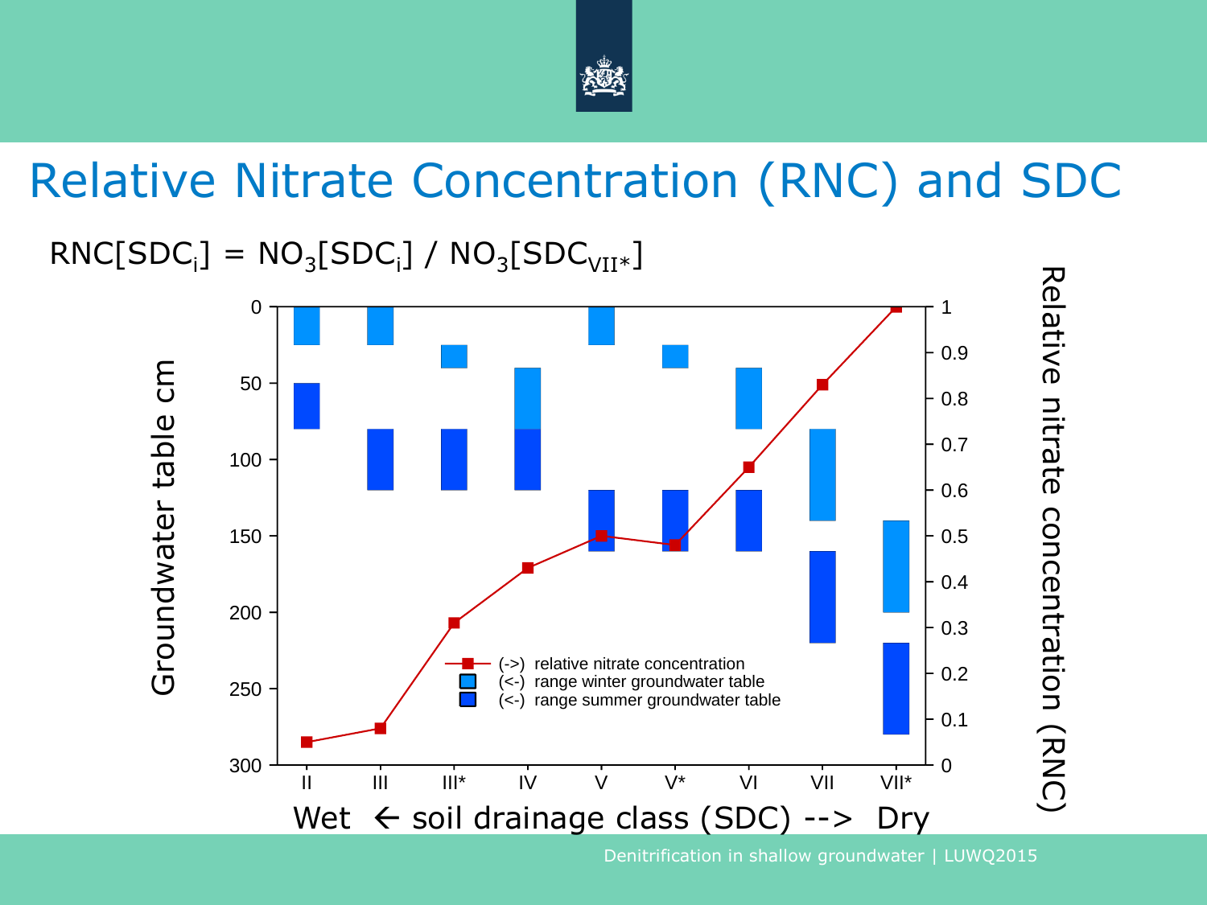# Relative Nitrate Concentration (RNC) and SDC

$RNC[SDC_i] = NO_3[SDC_i] \,/\, NO_3[SDC_{VII*}]$

Groundwater table cm

Relative nitrate concentration (RNC)

(->) relative nitrate concentration
(<-) range winter groundwater table
(<-) range summer groundwater table

II III III* IV V V* VI VII VII*

Wet ← soil drainage class (SDC) --> Dry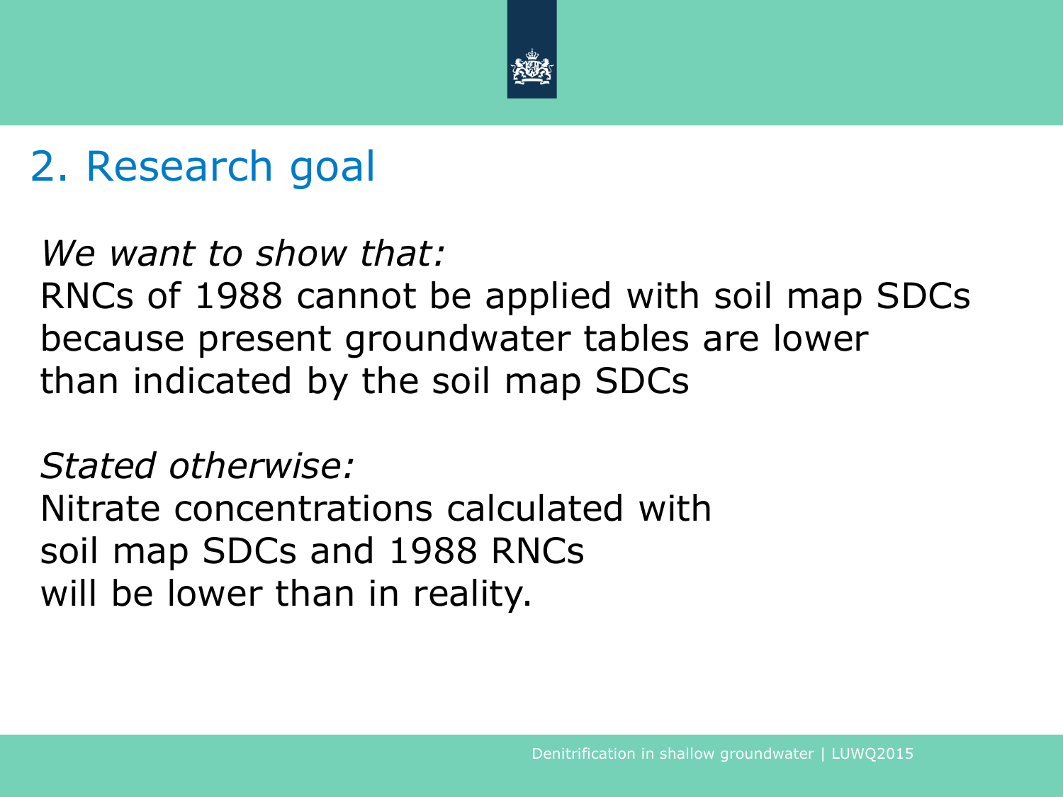## 2. Research goal

*We want to show that:*
RNCs of 1988 cannot be applied with soil map SDCs because present groundwater tables are lower than indicated by the soil map SDCs

*Stated otherwise:*
Nitrate concentrations calculated with soil map SDCs and 1988 RNCs will be lower than in reality.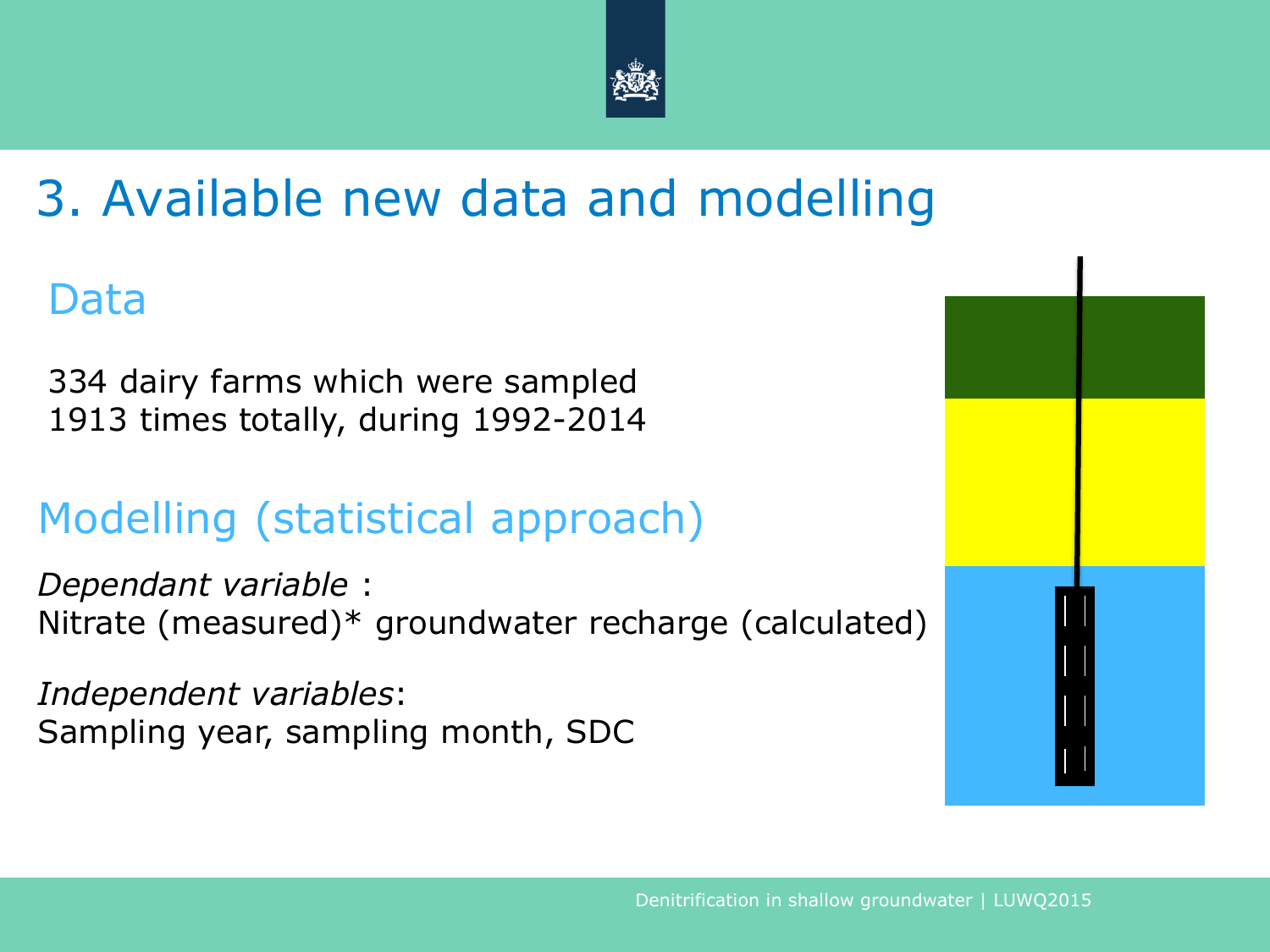# 3. Available new data and modelling

## Data

334 dairy farms which were sampled
1913 times totally, during 1992-2014

## Modelling (statistical approach)

*Dependant variable* :
Nitrate (measured)* groundwater recharge (calculated)

*Independent variables*:
Sampling year, sampling month, SDC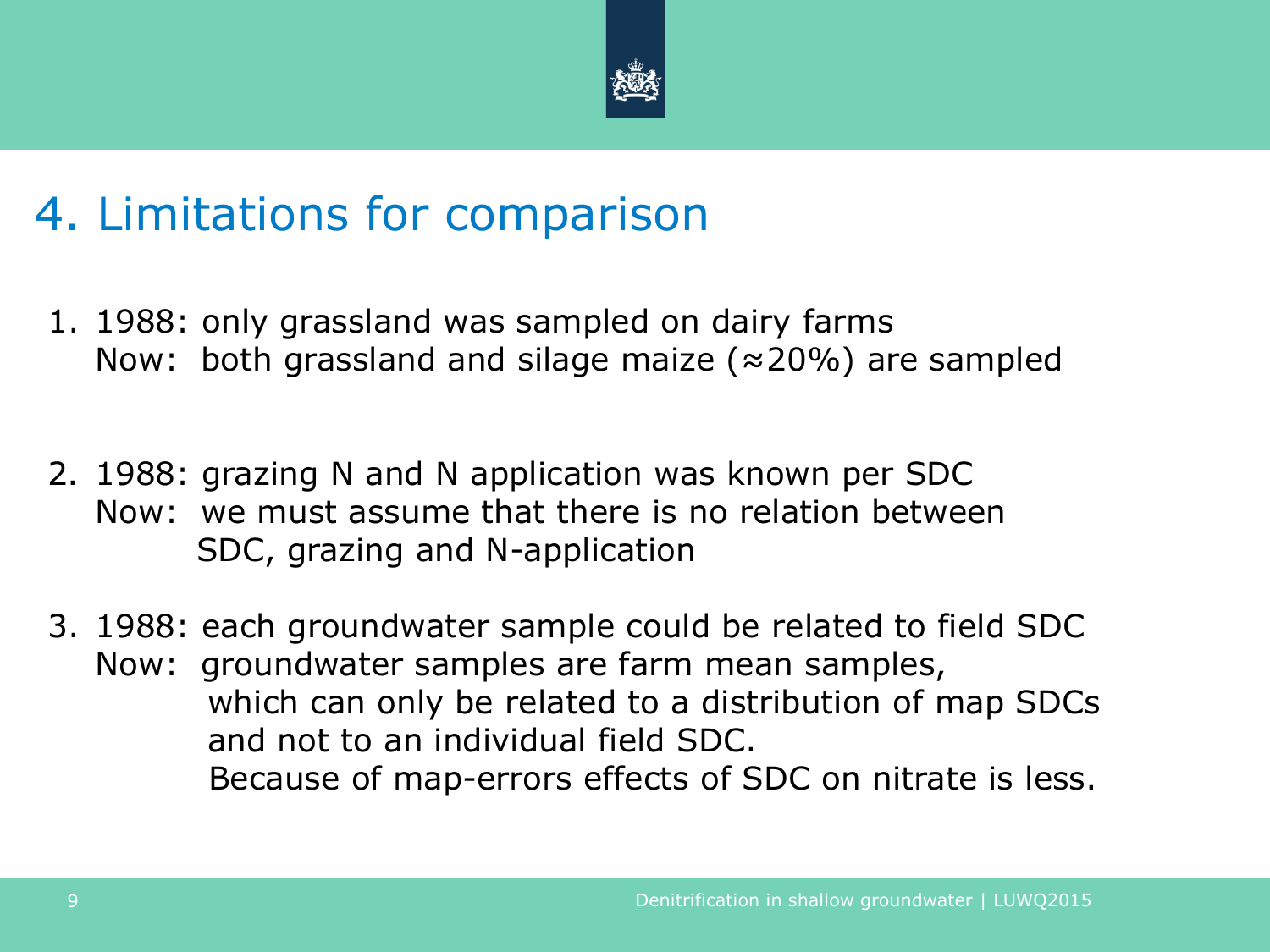# 4. Limitations for comparison

1. 1988: only grassland was sampled on dairy farms
   Now: both grassland and silage maize (≈20%) are sampled

2. 1988: grazing N and N application was known per SDC
   Now: we must assume that there is no relation between SDC, grazing and N-application

3. 1988: each groundwater sample could be related to field SDC
   Now: groundwater samples are farm mean samples, which can only be related to a distribution of map SDCs and not to an individual field SDC.
   Because of map-errors effects of SDC on nitrate is less.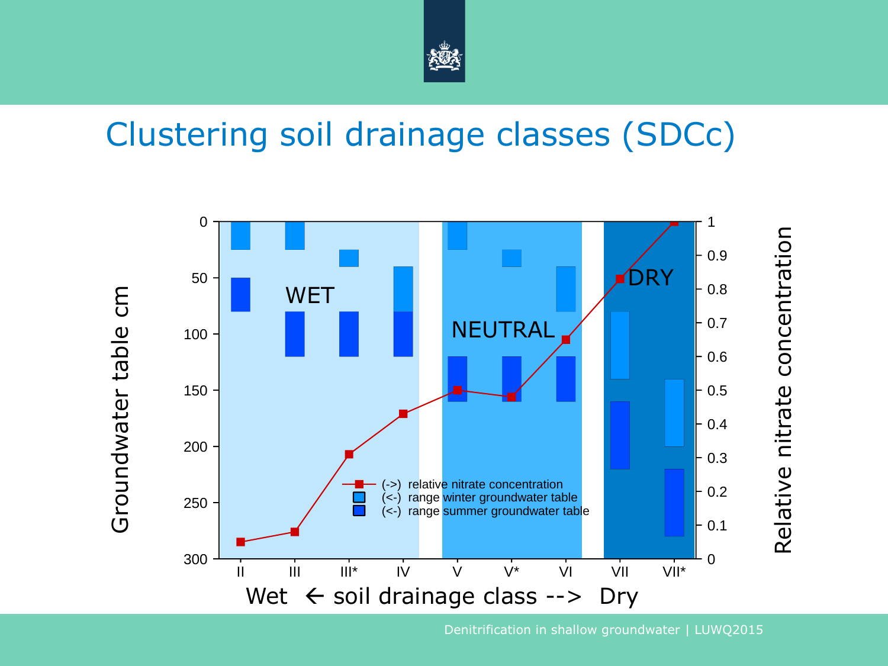# Clustering soil drainage classes (SDCc)

Groundwater table cm (left axis: 0–300) | Relative nitrate concentration (right axis: 0–1)

WET | NEUTRAL | DRY

- (->) relative nitrate concentration
- (<-) range winter groundwater table
- (<-) range summer groundwater table

II, III, III*, IV, V, V*, VI, VII, VII*

Wet ← soil drainage class --> Dry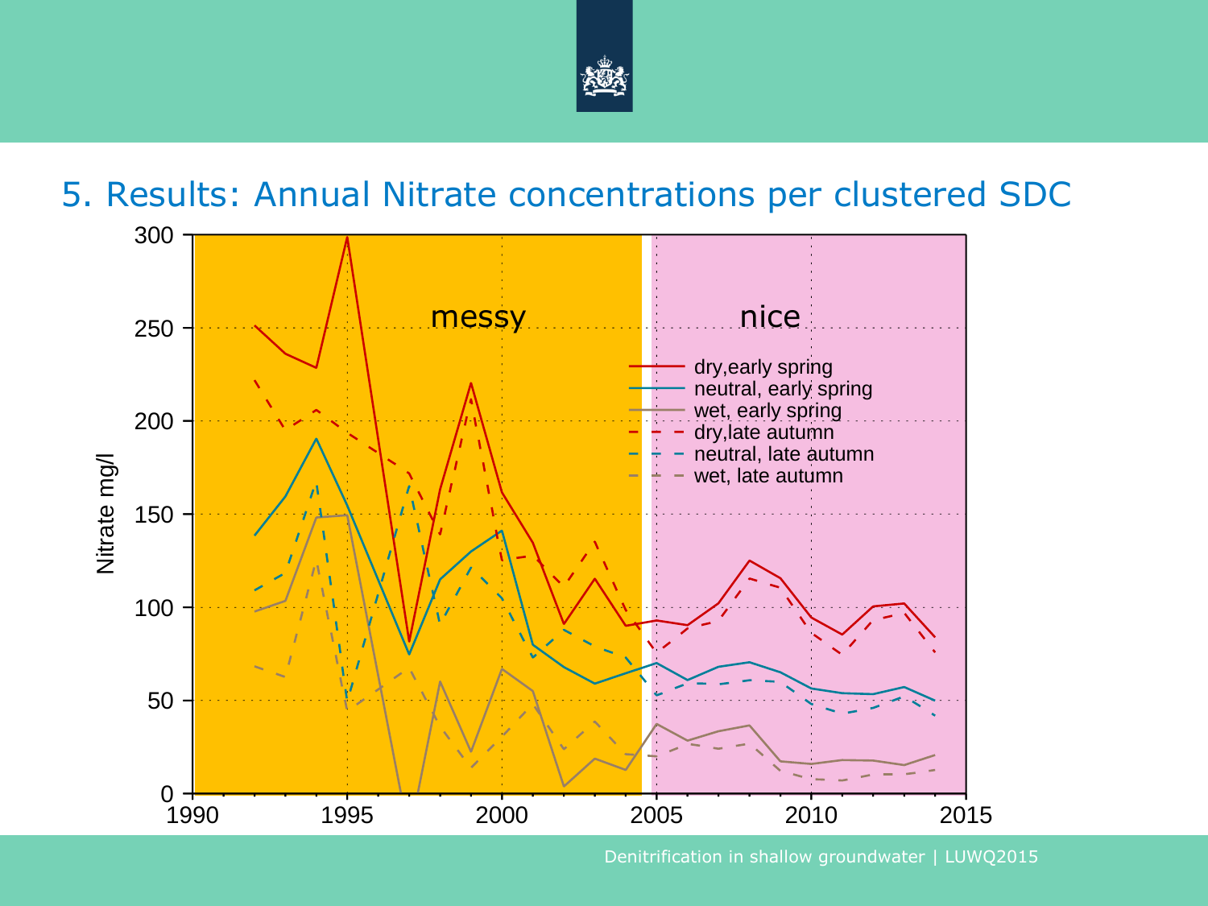# 5. Results: Annual Nitrate concentrations per clustered SDC

messy

nice

- dry,early spring
- neutral, early spring
- wet, early spring
- dry,late autumn
- neutral, late autumn
- wet, late autumn

Nitrate mg/l

300
250
200
150
100
50
0

1990 1995 2000 2005 2010 2015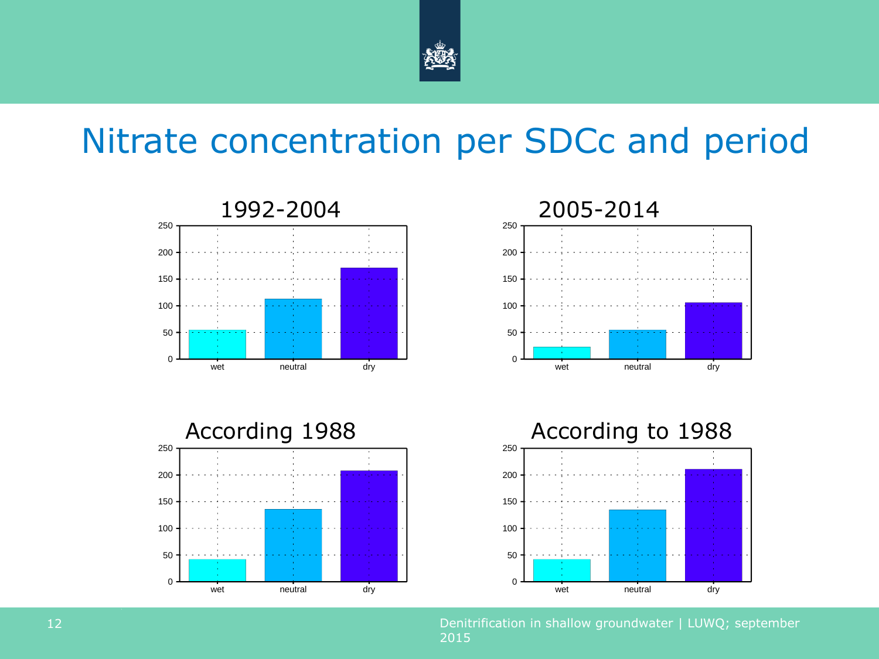# Nitrate concentration per SDCc and period

### 1992-2004

250, 200, 150, 100, 50, 0

wet, neutral, dry

### 2005-2014

250, 200, 150, 100, 50, 0

wet, neutral, dry

### According 1988

250, 200, 150, 100, 50, 0

wet, neutral, dry

### According to 1988

250, 200, 150, 100, 50, 0

wet, neutral, dry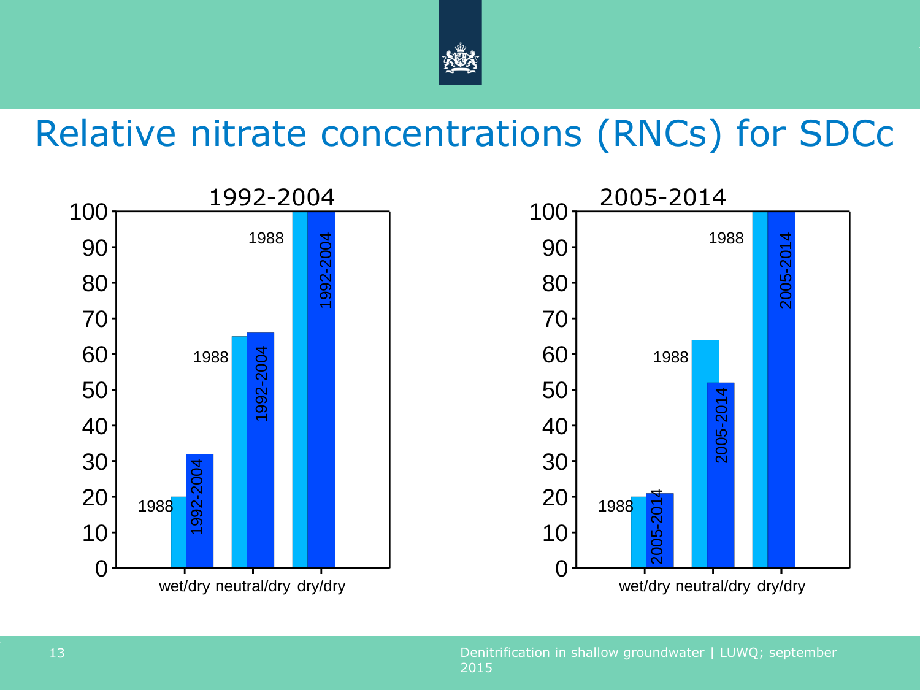# Relative nitrate concentrations (RNCs) for SDCc

**1992-2004**

| | 1988 | 1992-2004 |
|---|---|---|
| wet/dry | 20 | 32 |
| neutral/dry | 65 | 66 |
| dry/dry | 100 | 100 |

**2005-2014**

| | 1988 | 2005-2014 |
|---|---|---|
| wet/dry | 20 | 21 |
| neutral/dry | 64 | 52 |
| dry/dry | 100 | 100 |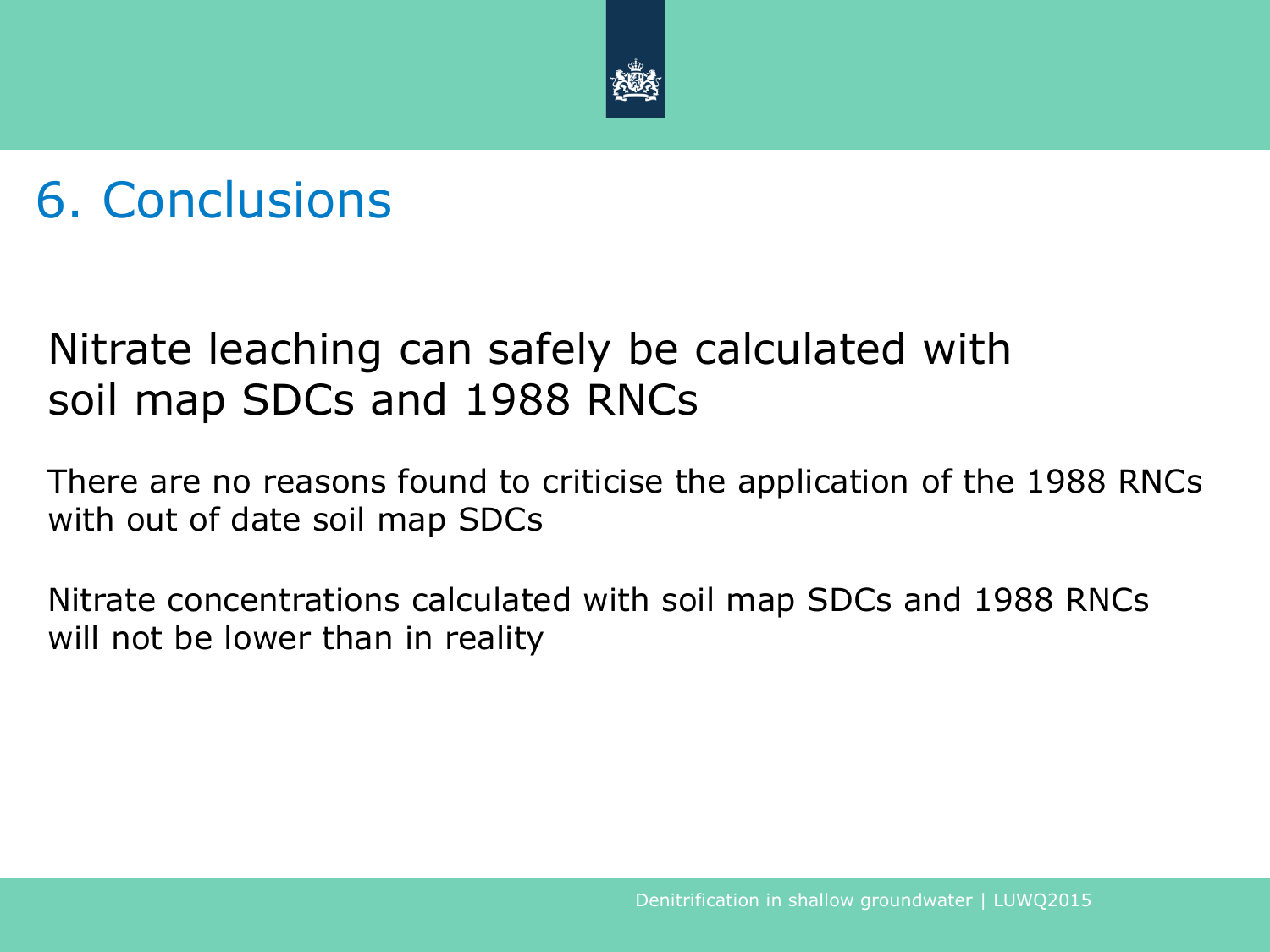# 6. Conclusions

## Nitrate leaching can safely be calculated with soil map SDCs and 1988 RNCs

There are no reasons found to criticise the application of the 1988 RNCs with out of date soil map SDCs

Nitrate concentrations calculated with soil map SDCs and 1988 RNCs will not be lower than in reality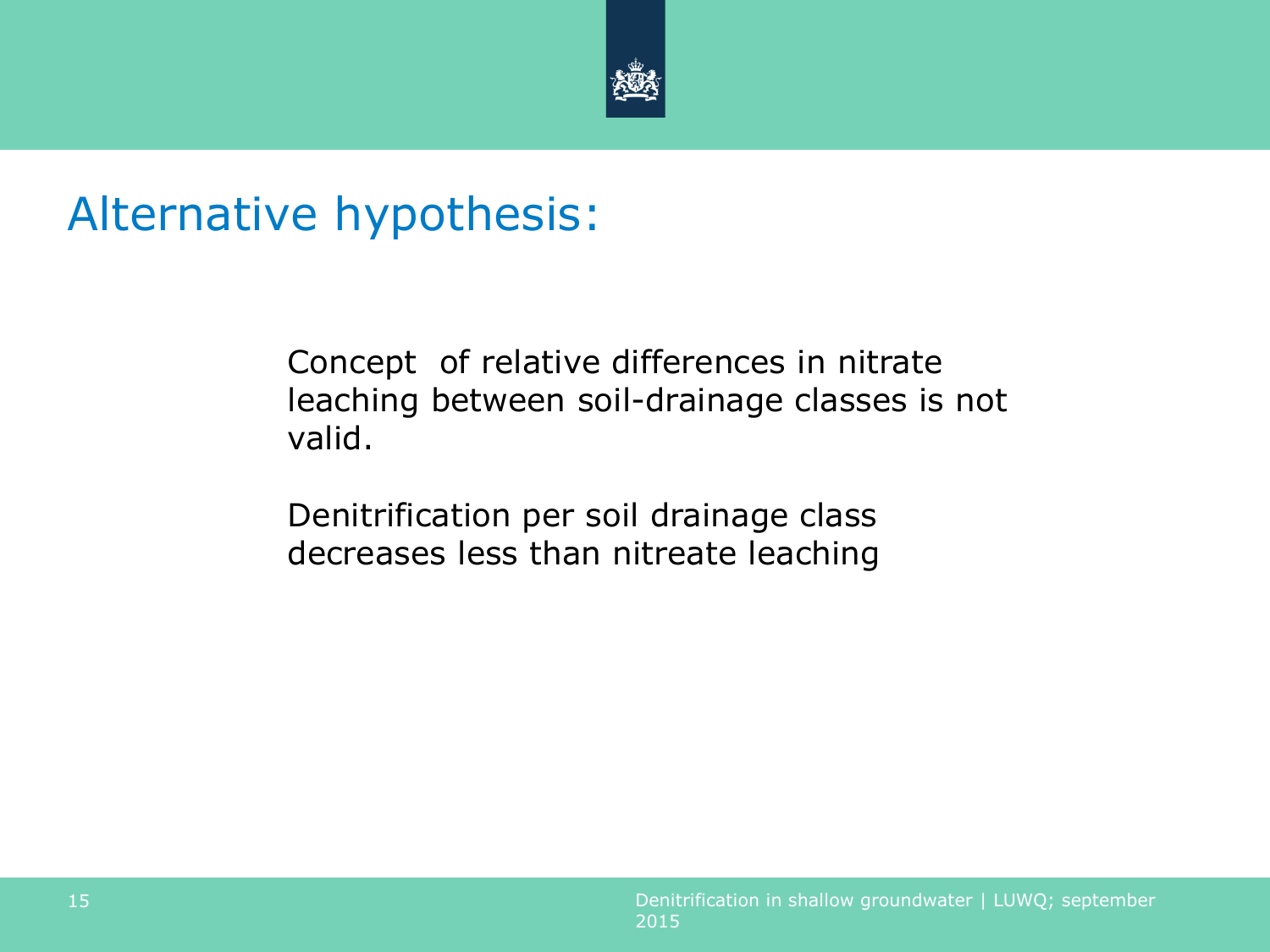# Alternative hypothesis:

Concept  of relative differences in nitrate leaching between soil-drainage classes is not valid.

Denitrification per soil drainage class decreases less than nitreate leaching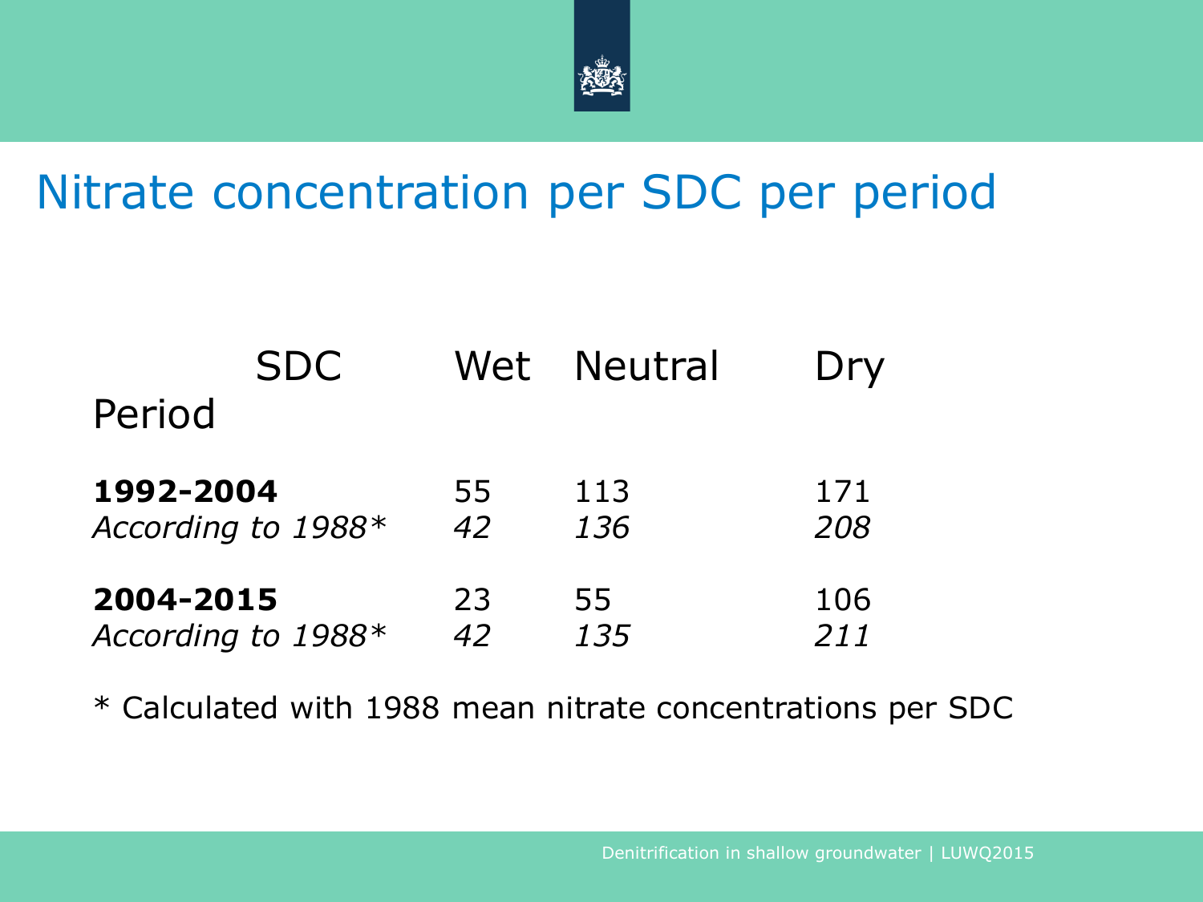# Nitrate concentration per SDC per period

| SDC / Period | Wet | Neutral | Dry |
|---|---|---|---|
| **1992-2004** | 55 | 113 | 171 |
| *According to 1988** | *42* | *136* | *208* |
| **2004-2015** | 23 | 55 | 106 |
| *According to 1988** | *42* | *135* | *211* |

* Calculated with 1988 mean nitrate concentrations per SDC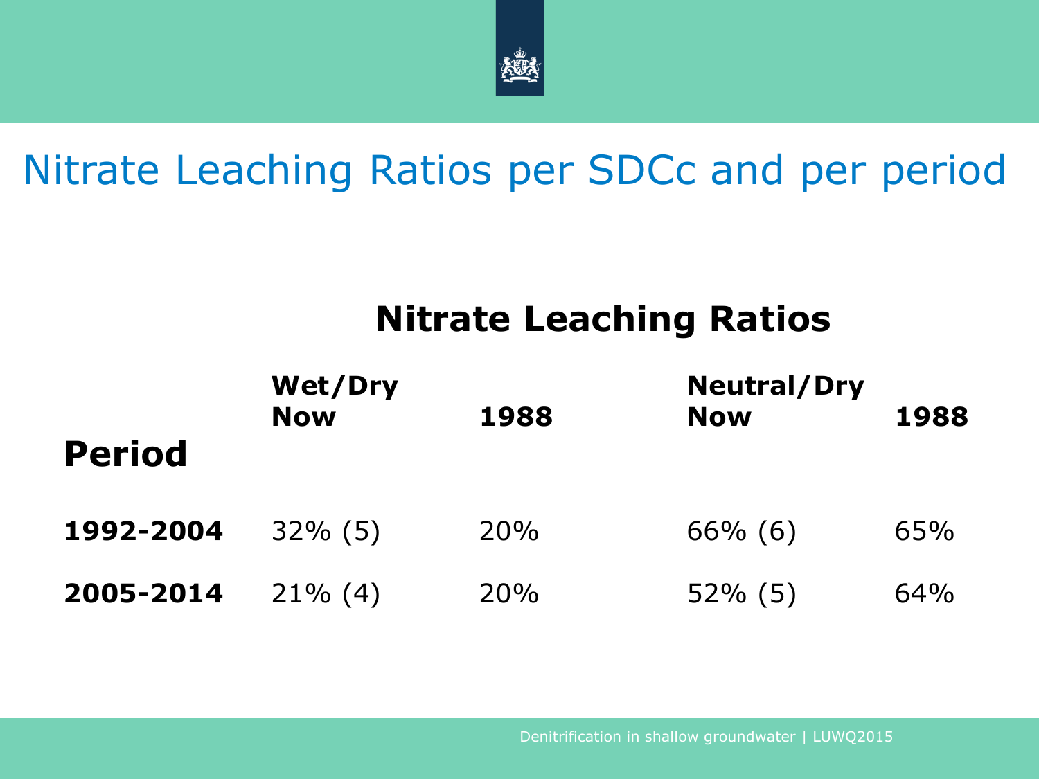# Nitrate Leaching Ratios per SDCc and per period

## Nitrate Leaching Ratios

| Period | Wet/Dry Now | 1988 | Neutral/Dry Now | 1988 |
|---|---|---|---|---|
| **1992-2004** | 32% (5) | 20% | 66% (6) | 65% |
| **2005-2014** | 21% (4) | 20% | 52% (5) | 64% |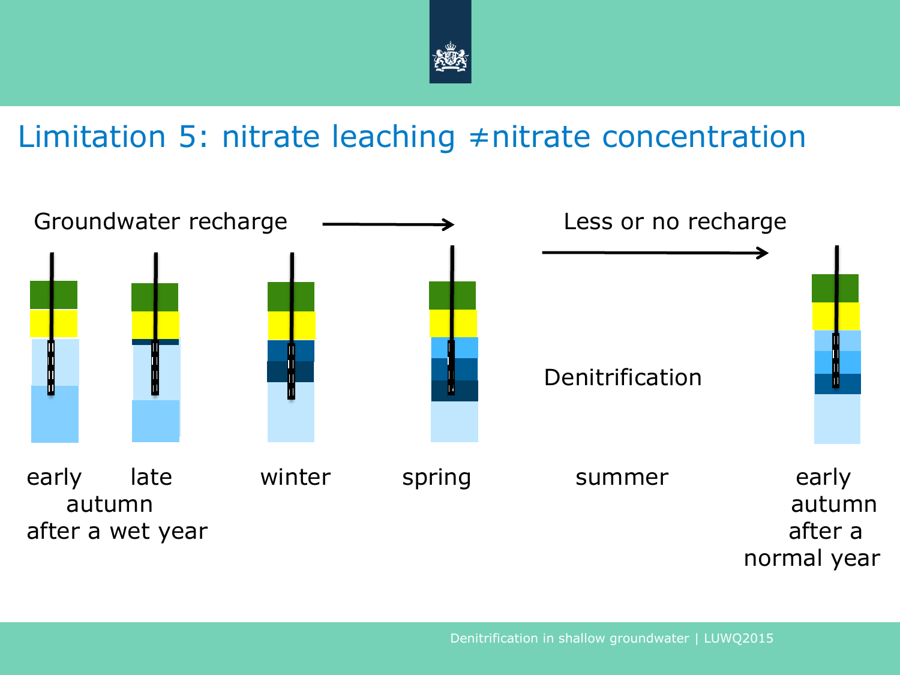# Limitation 5: nitrate leaching ≠nitrate concentration

Groundwater recharge

Less or no recharge

Denitrification

early late autumn after a wet year

winter

spring

summer

early autumn after a normal year